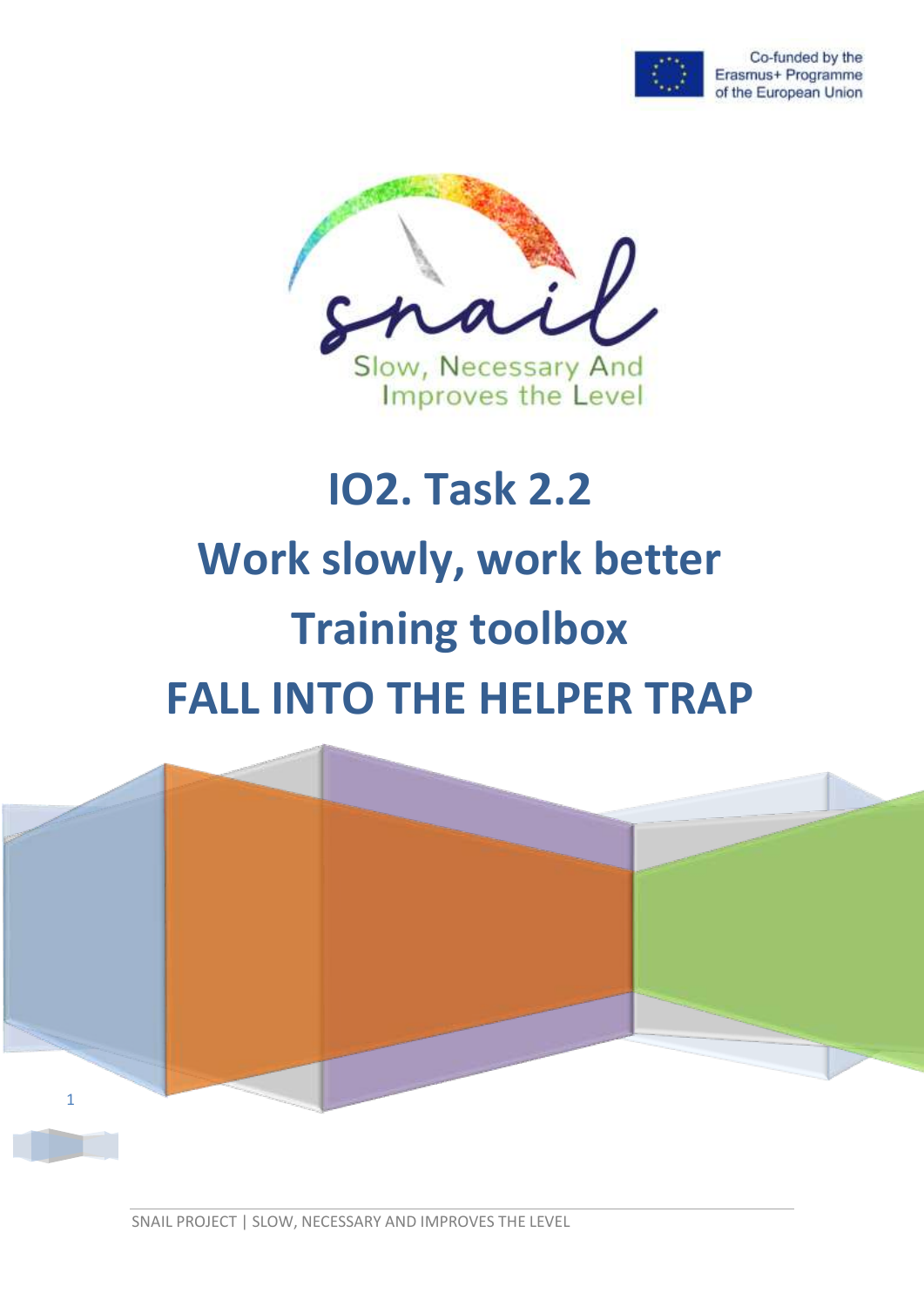Co-funded by the Erasmus+ Programme of the European Union

snail

Slow, Necessary And Improves the Level

# IO2. Task 2.2

# Work slowly, work better

# Training toolbox

# FALL INTO THE HELPER TRAP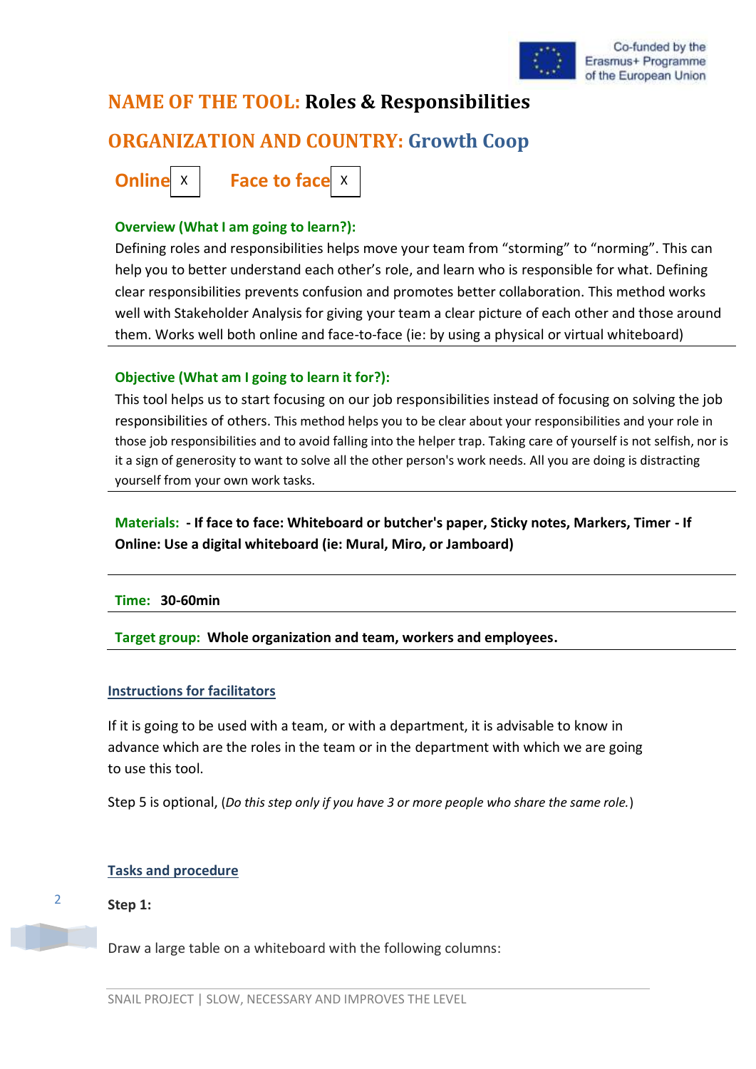## NAME OF THE TOOL: Roles & Responsibilities

## ORGANIZATION AND COUNTRY: Growth Coop

**Online** X **Face to face** X

**Overview (What I am going to learn?):**

Defining roles and responsibilities helps move your team from "storming" to "norming". This can help you to better understand each other's role, and learn who is responsible for what. Defining clear responsibilities prevents confusion and promotes better collaboration. This method works well with Stakeholder Analysis for giving your team a clear picture of each other and those around them. Works well both online and face-to-face (ie: by using a physical or virtual whiteboard)

**Objective (What am I going to learn it for?):**

This tool helps us to start focusing on our job responsibilities instead of focusing on solving the job responsibilities of others. This method helps you to be clear about your responsibilities and your role in those job responsibilities and to avoid falling into the helper trap. Taking care of yourself is not selfish, nor is it a sign of generosity to want to solve all the other person's work needs. All you are doing is distracting yourself from your own work tasks.

**Materials: - If face to face: Whiteboard or butcher's paper, Sticky notes, Markers, Timer - If Online: Use a digital whiteboard (ie: Mural, Miro, or Jamboard)**

**Time: 30-60min**

**Target group: Whole organization and team, workers and employees.**

### Instructions for facilitators

If it is going to be used with a team, or with a department, it is advisable to know in advance which are the roles in the team or in the department with which we are going to use this tool.

Step 5 is optional, (*Do this step only if you have 3 or more people who share the same role.*)

### Tasks and procedure

**Step 1:**

Draw a large table on a whiteboard with the following columns: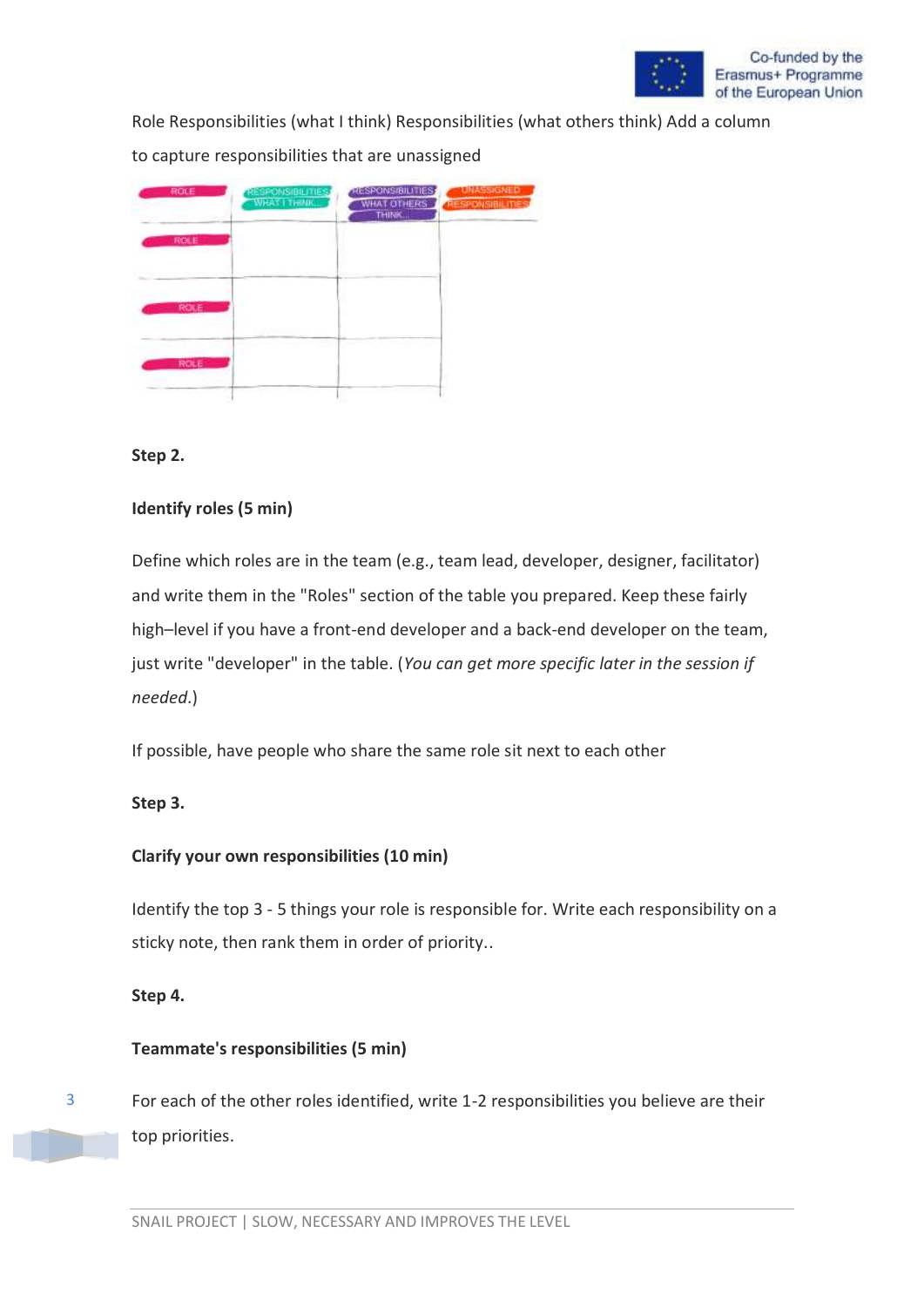Role Responsibilities (what I think) Responsibilities (what others think) Add a column to capture responsibilities that are unassigned

| ROLE | RESPONSIBILITIES WHAT I THINK... | RESPONSIBILITIES WHAT OTHERS THINK... | UNASSIGNED RESPONSIBILITIES |
| --- | --- | --- | --- |
| ROLE | | | |
| ROLE | | | |
| ROLE | | | |

**Step 2.**

**Identify roles (5 min)**

Define which roles are in the team (e.g., team lead, developer, designer, facilitator) and write them in the "Roles" section of the table you prepared. Keep these fairly high–level if you have a front-end developer and a back-end developer on the team, just write "developer" in the table. (*You can get more specific later in the session if needed.*)

If possible, have people who share the same role sit next to each other

**Step 3.**

**Clarify your own responsibilities (10 min)**

Identify the top 3 - 5 things your role is responsible for. Write each responsibility on a sticky note, then rank them in order of priority..

**Step 4.**

**Teammate's responsibilities (5 min)**

For each of the other roles identified, write 1-2 responsibilities you believe are their top priorities.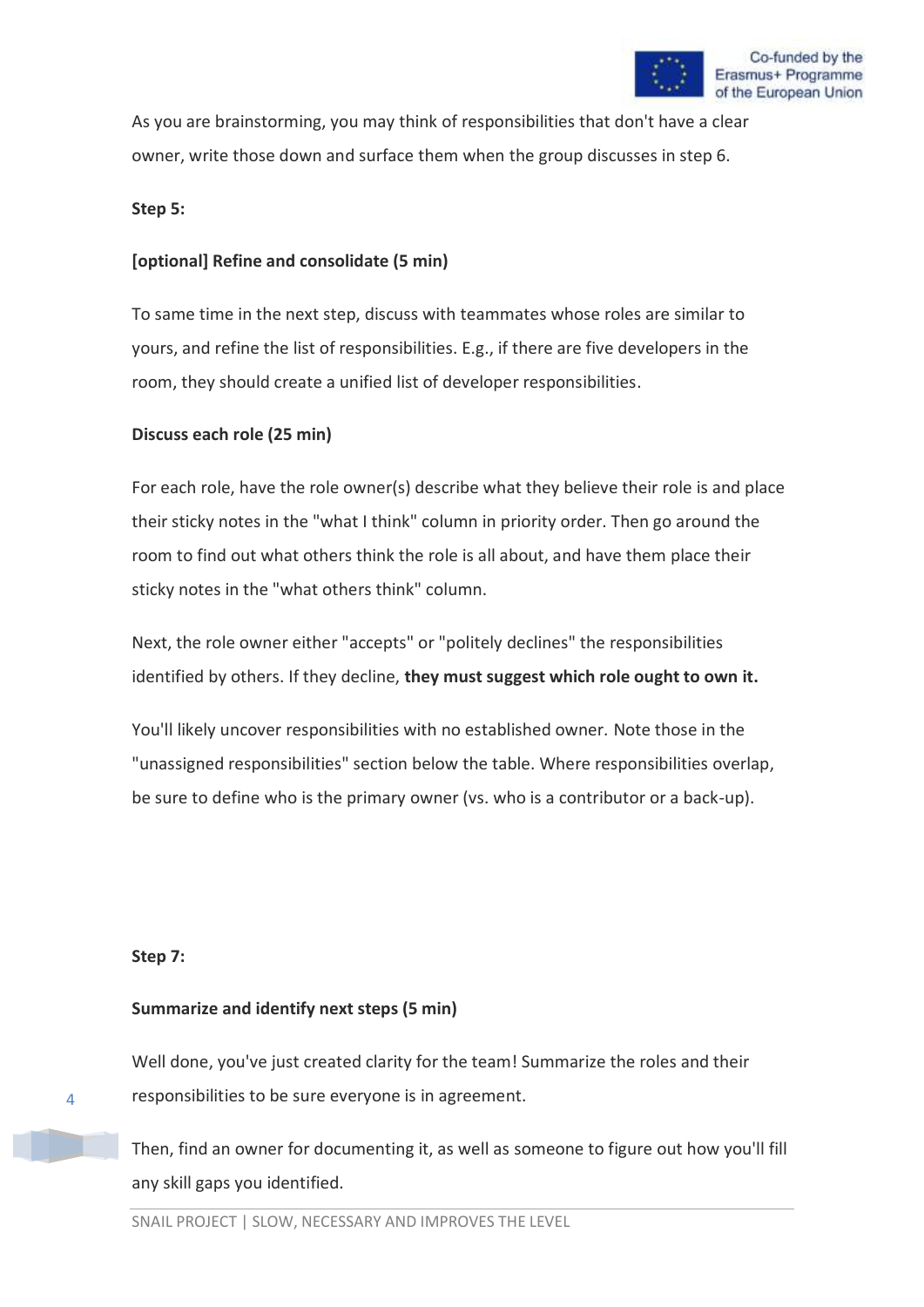As you are brainstorming, you may think of responsibilities that don't have a clear owner, write those down and surface them when the group discusses in step 6.

**Step 5:**

**[optional] Refine and consolidate (5 min)**

To same time in the next step, discuss with teammates whose roles are similar to yours, and refine the list of responsibilities. E.g., if there are five developers in the room, they should create a unified list of developer responsibilities.

**Discuss each role (25 min)**

For each role, have the role owner(s) describe what they believe their role is and place their sticky notes in the "what I think" column in priority order. Then go around the room to find out what others think the role is all about, and have them place their sticky notes in the "what others think" column.

Next, the role owner either "accepts" or "politely declines" the responsibilities identified by others. If they decline, **they must suggest which role ought to own it.**

You'll likely uncover responsibilities with no established owner. Note those in the "unassigned responsibilities" section below the table. Where responsibilities overlap, be sure to define who is the primary owner (vs. who is a contributor or a back-up).

**Step 7:**

**Summarize and identify next steps (5 min)**

Well done, you've just created clarity for the team! Summarize the roles and their responsibilities to be sure everyone is in agreement.

Then, find an owner for documenting it, as well as someone to figure out how you'll fill any skill gaps you identified.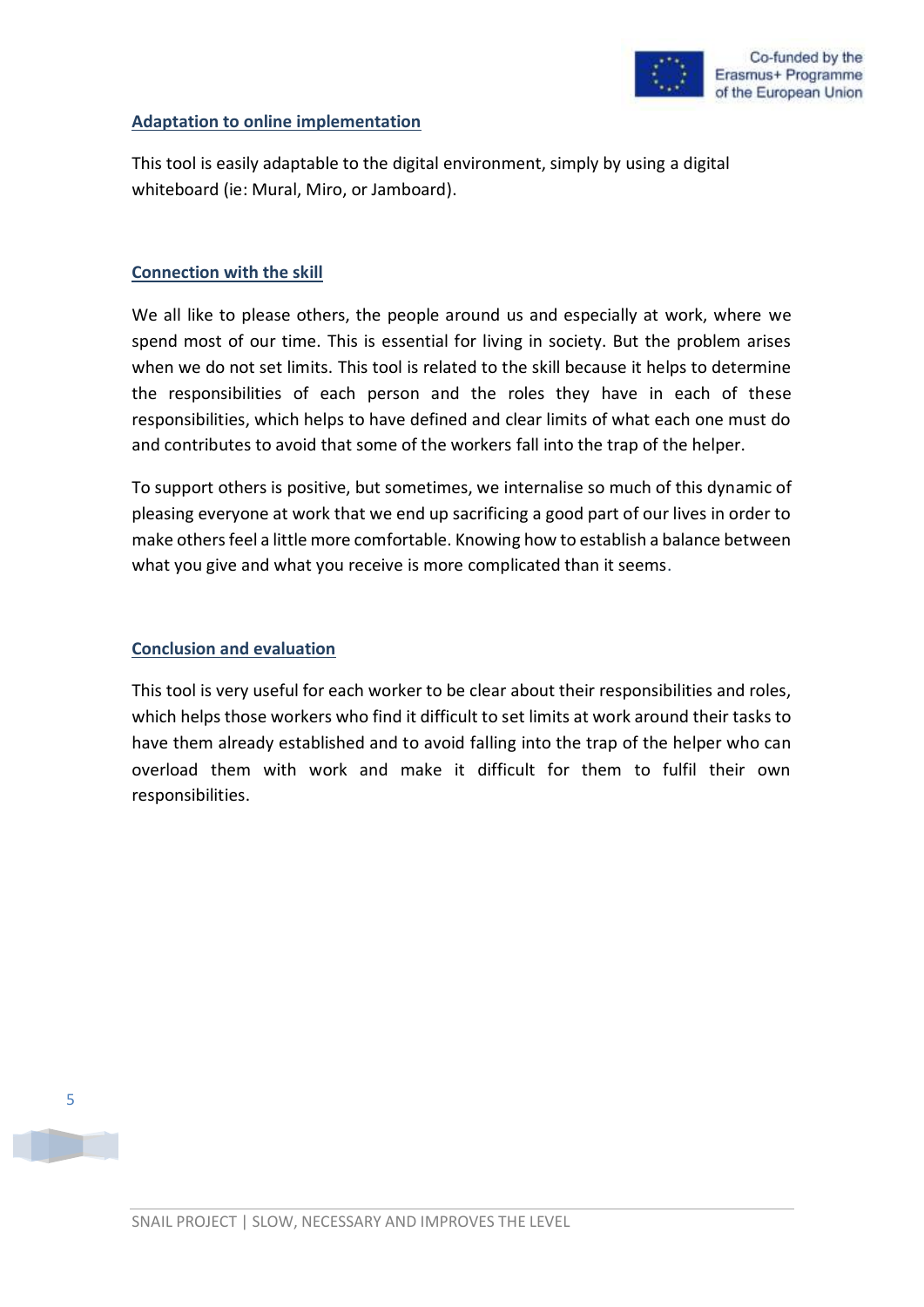**Adaptation to online implementation**

This tool is easily adaptable to the digital environment, simply by using a digital whiteboard (ie: Mural, Miro, or Jamboard).

**Connection with the skill**

We all like to please others, the people around us and especially at work, where we spend most of our time. This is essential for living in society. But the problem arises when we do not set limits. This tool is related to the skill because it helps to determine the responsibilities of each person and the roles they have in each of these responsibilities, which helps to have defined and clear limits of what each one must do and contributes to avoid that some of the workers fall into the trap of the helper.

To support others is positive, but sometimes, we internalise so much of this dynamic of pleasing everyone at work that we end up sacrificing a good part of our lives in order to make others feel a little more comfortable. Knowing how to establish a balance between what you give and what you receive is more complicated than it seems.

**Conclusion and evaluation**

This tool is very useful for each worker to be clear about their responsibilities and roles, which helps those workers who find it difficult to set limits at work around their tasks to have them already established and to avoid falling into the trap of the helper who can overload them with work and make it difficult for them to fulfil their own responsibilities.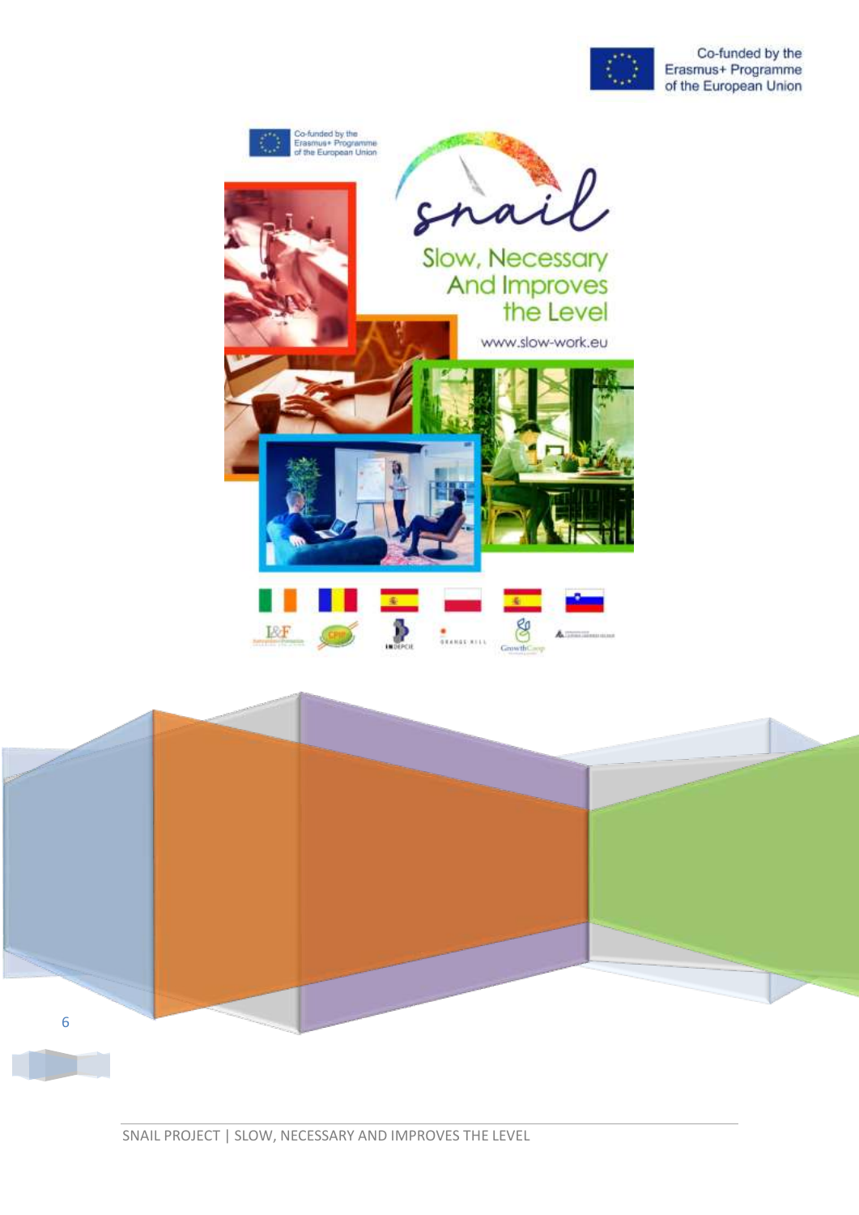Co-funded by the Erasmus+ Programme of the European Union

Co-funded by the Erasmus+ Programme of the European Union

snail

Slow, Necessary And Improves the Level

www.slow-work.eu